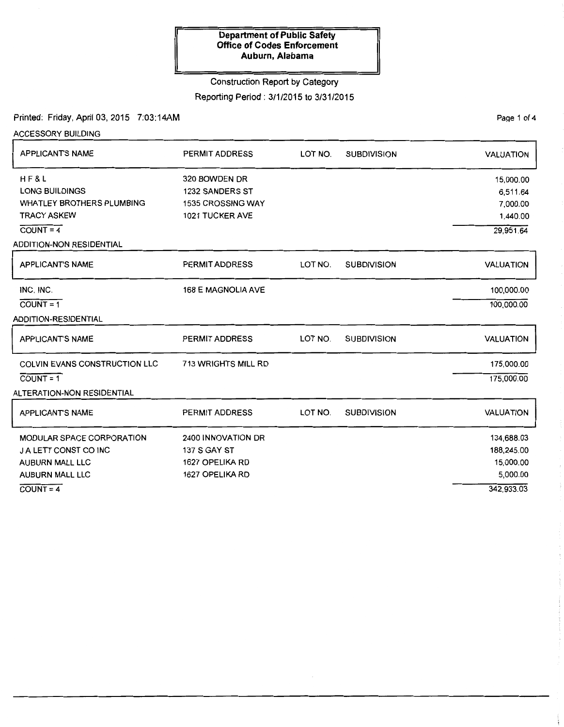**Department of Public Safety**
**Office of Codes Enforcement**
**Auburn, Alabama**

Construction Report by Category

Reporting Period : 3/1/2015 to 3/31/2015

Printed: Friday, April 03, 2015 7:03:14AM

ACCESSORY BUILDING

| APPLICANT'S NAME | PERMIT ADDRESS | LOT NO. | SUBDIVISION | VALUATION |
|---|---|---|---|---|
| H F & L | 320 BOWDEN DR | | | 15,000.00 |
| LONG BUILDINGS | 1232 SANDERS ST | | | 6,511.64 |
| WHATLEY BROTHERS PLUMBING | 1535 CROSSING WAY | | | 7,000.00 |
| TRACY ASKEW | 1021 TUCKER AVE | | | 1,440.00 |
| COUNT = 4 | | | | 29,951.64 |

ADDITION-NON RESIDENTIAL

| APPLICANT'S NAME | PERMIT ADDRESS | LOT NO. | SUBDIVISION | VALUATION |
|---|---|---|---|---|
| INC, INC. | 168 E MAGNOLIA AVE | | | 100,000.00 |
| COUNT = 1 | | | | 100,000.00 |

ADDITION-RESIDENTIAL

| APPLICANT'S NAME | PERMIT ADDRESS | LOT NO. | SUBDIVISION | VALUATION |
|---|---|---|---|---|
| COLVIN EVANS CONSTRUCTION LLC | 713 WRIGHTS MILL RD | | | 175,000.00 |
| COUNT = 1 | | | | 175,000.00 |

ALTERATION-NON RESIDENTIAL

| APPLICANT'S NAME | PERMIT ADDRESS | LOT NO. | SUBDIVISION | VALUATION |
|---|---|---|---|---|
| MODULAR SPACE CORPORATION | 2400 INNOVATION DR | | | 134,688.03 |
| J A LETT CONST CO INC | 137 S GAY ST | | | 188,245.00 |
| AUBURN MALL LLC | 1627 OPELIKA RD | | | 15,000.00 |
| AUBURN MALL LLC | 1627 OPELIKA RD | | | 5,000.00 |
| COUNT = 4 | | | | 342,933.03 |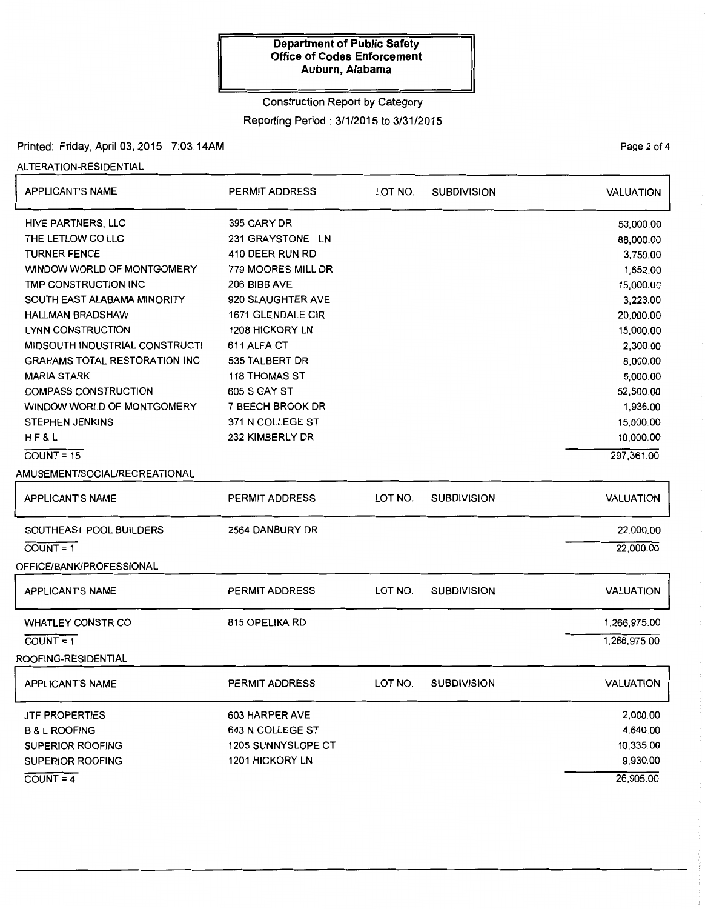**Department of Public Safety**
**Office of Codes Enforcement**
**Auburn, Alabama**

Construction Report by Category

Reporting Period : 3/1/2015 to 3/31/2015

Printed: Friday, April 03, 2015 7:03:14AM

## ALTERATION-RESIDENTIAL

| APPLICANT'S NAME | PERMIT ADDRESS | LOT NO. | SUBDIVISION | VALUATION |
|---|---|---|---|---|
| HIVE PARTNERS, LLC | 395 CARY DR | | | 53,000.00 |
| THE LETLOW CO LLC | 231 GRAYSTONE LN | | | 88,000.00 |
| TURNER FENCE | 410 DEER RUN RD | | | 3,750.00 |
| WINDOW WORLD OF MONTGOMERY | 779 MOORES MILL DR | | | 1,652.00 |
| TMP CONSTRUCTION INC | 206 BIBB AVE | | | 15,000.00 |
| SOUTH EAST ALABAMA MINORITY | 920 SLAUGHTER AVE | | | 3,223.00 |
| HALLMAN BRADSHAW | 1671 GLENDALE CIR | | | 20,000.00 |
| LYNN CONSTRUCTION | 1208 HICKORY LN | | | 18,000.00 |
| MIDSOUTH INDUSTRIAL CONSTRUCTI | 611 ALFA CT | | | 2,300.00 |
| GRAHAMS TOTAL RESTORATION INC | 535 TALBERT DR | | | 8,000.00 |
| MARIA STARK | 118 THOMAS ST | | | 5,000.00 |
| COMPASS CONSTRUCTION | 605 S GAY ST | | | 52,500.00 |
| WINDOW WORLD OF MONTGOMERY | 7 BEECH BROOK DR | | | 1,936.00 |
| STEPHEN JENKINS | 371 N COLLEGE ST | | | 15,000.00 |
| H F & L | 232 KIMBERLY DR | | | 10,000.00 |
| COUNT = 15 | | | | 297,361.00 |

## AMUSEMENT/SOCIAL/RECREATIONAL

| APPLICANT'S NAME | PERMIT ADDRESS | LOT NO. | SUBDIVISION | VALUATION |
|---|---|---|---|---|
| SOUTHEAST POOL BUILDERS | 2564 DANBURY DR | | | 22,000.00 |
| COUNT = 1 | | | | 22,000.00 |

## OFFICE/BANK/PROFESSIONAL

| APPLICANT'S NAME | PERMIT ADDRESS | LOT NO. | SUBDIVISION | VALUATION |
|---|---|---|---|---|
| WHATLEY CONSTR CO | 815 OPELIKA RD | | | 1,266,975.00 |
| COUNT = 1 | | | | 1,266,975.00 |

## ROOFING-RESIDENTIAL

| APPLICANT'S NAME | PERMIT ADDRESS | LOT NO. | SUBDIVISION | VALUATION |
|---|---|---|---|---|
| JTF PROPERTIES | 603 HARPER AVE | | | 2,000.00 |
| B & L ROOFING | 643 N COLLEGE ST | | | 4,640.00 |
| SUPERIOR ROOFING | 1205 SUNNYSLOPE CT | | | 10,335.00 |
| SUPERIOR ROOFING | 1201 HICKORY LN | | | 9,930.00 |
| COUNT = 4 | | | | 26,905.00 |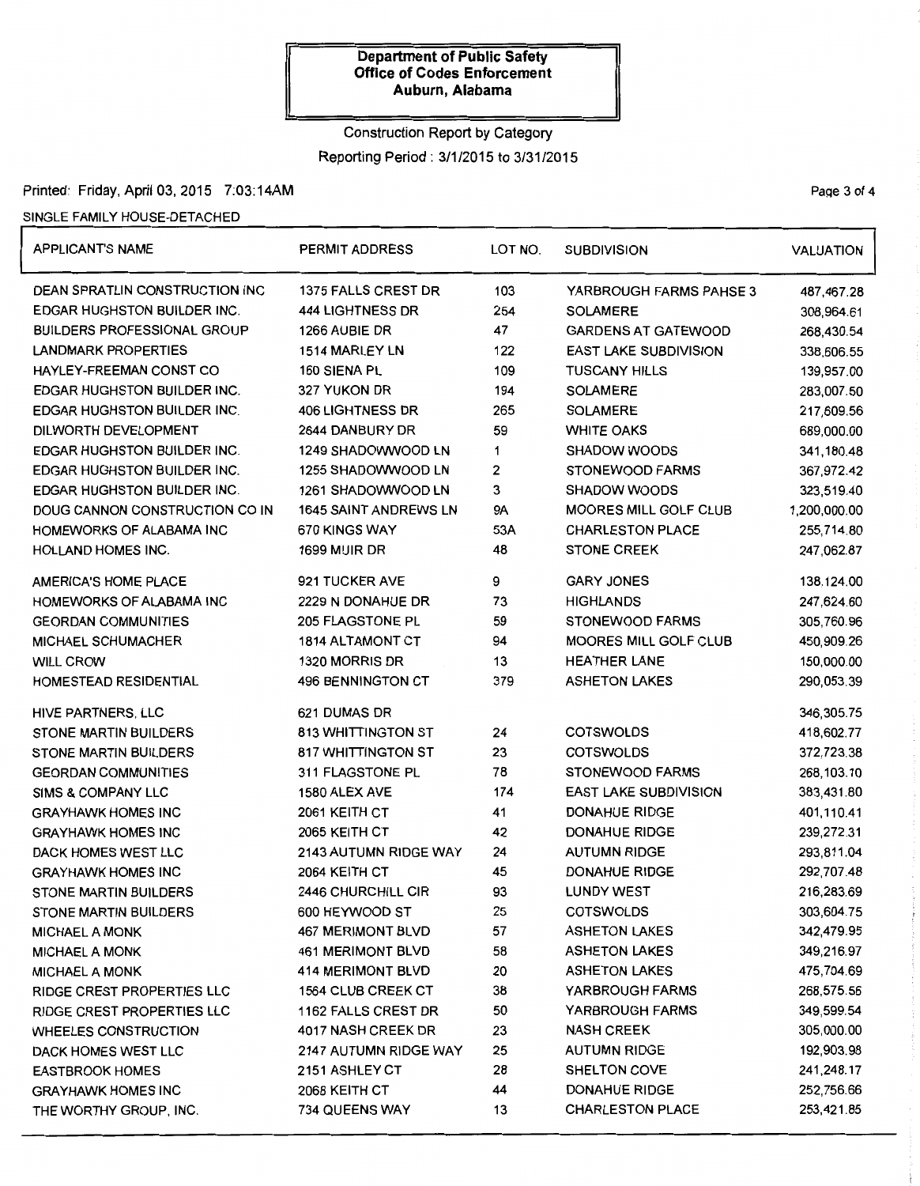**Department of Public Safety**
**Office of Codes Enforcement**
**Auburn, Alabama**

Construction Report by Category

Reporting Period : 3/1/2015 to 3/31/2015

Printed: Friday, April 03, 2015 7:03:14AM

SINGLE FAMILY HOUSE-DETACHED

| APPLICANT'S NAME | PERMIT ADDRESS | LOT NO. | SUBDIVISION | VALUATION |
|---|---|---|---|---|
| DEAN SPRATLIN CONSTRUCTION INC | 1375 FALLS CREST DR | 103 | YARBROUGH FARMS PAHSE 3 | 487,467.28 |
| EDGAR HUGHSTON BUILDER INC. | 444 LIGHTNESS DR | 254 | SOLAMERE | 308,964.61 |
| BUILDERS PROFESSIONAL GROUP | 1266 AUBIE DR | 47 | GARDENS AT GATEWOOD | 268,430.54 |
| LANDMARK PROPERTIES | 1514 MARLEY LN | 122 | EAST LAKE SUBDIVISION | 338,606.55 |
| HAYLEY-FREEMAN CONST CO | 160 SIENA PL | 109 | TUSCANY HILLS | 139,957.00 |
| EDGAR HUGHSTON BUILDER INC. | 327 YUKON DR | 194 | SOLAMERE | 283,007.50 |
| EDGAR HUGHSTON BUILDER INC. | 406 LIGHTNESS DR | 265 | SOLAMERE | 217,609.56 |
| DILWORTH DEVELOPMENT | 2644 DANBURY DR | 59 | WHITE OAKS | 689,000.00 |
| EDGAR HUGHSTON BUILDER INC. | 1249 SHADOWWOOD LN | 1 | SHADOW WOODS | 341,180.48 |
| EDGAR HUGHSTON BUILDER INC. | 1255 SHADOWWOOD LN | 2 | STONEWOOD FARMS | 367,972.42 |
| EDGAR HUGHSTON BUILDER INC. | 1261 SHADOWWOOD LN | 3 | SHADOW WOODS | 323,519.40 |
| DOUG CANNON CONSTRUCTION CO IN | 1645 SAINT ANDREWS LN | 9A | MOORES MILL GOLF CLUB | 1,200,000.00 |
| HOMEWORKS OF ALABAMA INC | 670 KINGS WAY | 53A | CHARLESTON PLACE | 255,714.80 |
| HOLLAND HOMES INC. | 1699 MUIR DR | 48 | STONE CREEK | 247,062.87 |
| AMERICA'S HOME PLACE | 921 TUCKER AVE | 9 | GARY JONES | 138,124.00 |
| HOMEWORKS OF ALABAMA INC | 2229 N DONAHUE DR | 73 | HIGHLANDS | 247,624.60 |
| GEORDAN COMMUNITIES | 205 FLAGSTONE PL | 59 | STONEWOOD FARMS | 305,760.96 |
| MICHAEL SCHUMACHER | 1814 ALTAMONT CT | 94 | MOORES MILL GOLF CLUB | 450,909.26 |
| WILL CROW | 1320 MORRIS DR | 13 | HEATHER LANE | 150,000.00 |
| HOMESTEAD RESIDENTIAL | 496 BENNINGTON CT | 379 | ASHETON LAKES | 290,053.39 |
| HIVE PARTNERS, LLC | 621 DUMAS DR | | | 346,305.75 |
| STONE MARTIN BUILDERS | 813 WHITTINGTON ST | 24 | COTSWOLDS | 418,602.77 |
| STONE MARTIN BUILDERS | 817 WHITTINGTON ST | 23 | COTSWOLDS | 372,723.38 |
| GEORDAN COMMUNITIES | 311 FLAGSTONE PL | 78 | STONEWOOD FARMS | 268,103.10 |
| SIMS & COMPANY LLC | 1580 ALEX AVE | 174 | EAST LAKE SUBDIVISION | 383,431.80 |
| GRAYHAWK HOMES INC | 2061 KEITH CT | 41 | DONAHUE RIDGE | 401,110.41 |
| GRAYHAWK HOMES INC | 2065 KEITH CT | 42 | DONAHUE RIDGE | 239,272.31 |
| DACK HOMES WEST LLC | 2143 AUTUMN RIDGE WAY | 24 | AUTUMN RIDGE | 293,811.04 |
| GRAYHAWK HOMES INC | 2064 KEITH CT | 45 | DONAHUE RIDGE | 292,707.48 |
| STONE MARTIN BUILDERS | 2446 CHURCHILL CIR | 93 | LUNDY WEST | 216,283.69 |
| STONE MARTIN BUILDERS | 600 HEYWOOD ST | 25 | COTSWOLDS | 303,604.75 |
| MICHAEL A MONK | 467 MERIMONT BLVD | 57 | ASHETON LAKES | 342,479.95 |
| MICHAEL A MONK | 461 MERIMONT BLVD | 58 | ASHETON LAKES | 349,216.97 |
| MICHAEL A MONK | 414 MERIMONT BLVD | 20 | ASHETON LAKES | 475,704.69 |
| RIDGE CREST PROPERTIES LLC | 1564 CLUB CREEK CT | 38 | YARBROUGH FARMS | 268,575.56 |
| RIDGE CREST PROPERTIES LLC | 1162 FALLS CREST DR | 50 | YARBROUGH FARMS | 349,599.54 |
| WHEELES CONSTRUCTION | 4017 NASH CREEK DR | 23 | NASH CREEK | 305,000.00 |
| DACK HOMES WEST LLC | 2147 AUTUMN RIDGE WAY | 25 | AUTUMN RIDGE | 192,903.98 |
| EASTBROOK HOMES | 2151 ASHLEY CT | 28 | SHELTON COVE | 241,248.17 |
| GRAYHAWK HOMES INC | 2068 KEITH CT | 44 | DONAHUE RIDGE | 252,756.66 |
| THE WORTHY GROUP, INC. | 734 QUEENS WAY | 13 | CHARLESTON PLACE | 253,421.85 |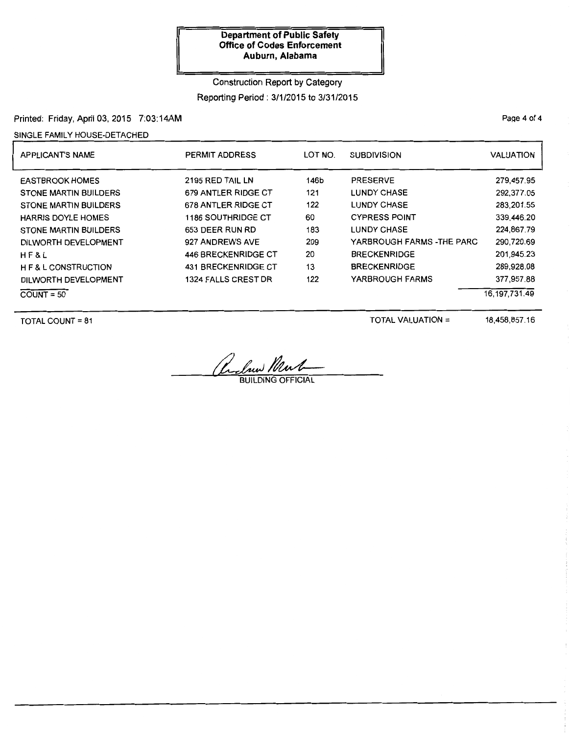**Department of Public Safety**
**Office of Codes Enforcement**
**Auburn, Alabama**

Construction Report by Category

Reporting Period : 3/1/2015 to 3/31/2015

Printed: Friday, April 03, 2015 7:03:14AM

SINGLE FAMILY HOUSE-DETACHED

| APPLICANT'S NAME | PERMIT ADDRESS | LOT NO. | SUBDIVISION | VALUATION |
|---|---|---|---|---|
| EASTBROOK HOMES | 2195 RED TAIL LN | 146b | PRESERVE | 279,457.95 |
| STONE MARTIN BUILDERS | 679 ANTLER RIDGE CT | 121 | LUNDY CHASE | 292,377.05 |
| STONE MARTIN BUILDERS | 678 ANTLER RIDGE CT | 122 | LUNDY CHASE | 283,201.55 |
| HARRIS DOYLE HOMES | 1186 SOUTHRIDGE CT | 60 | CYPRESS POINT | 339,446.20 |
| STONE MARTIN BUILDERS | 653 DEER RUN RD | 183 | LUNDY CHASE | 224,867.79 |
| DILWORTH DEVELOPMENT | 927 ANDREWS AVE | 209 | YARBROUGH FARMS -THE PARC | 290,720.69 |
| H F & L | 446 BRECKENRIDGE CT | 20 | BRECKENRIDGE | 201,945.23 |
| H F & L CONSTRUCTION | 431 BRECKENRIDGE CT | 13 | BRECKENRIDGE | 289,928.08 |
| DILWORTH DEVELOPMENT | 1324 FALLS CREST DR | 122 | YARBROUGH FARMS | 377,957.88 |
| COUNT = 50 | | | | 16,197,731.49 |

TOTAL COUNT = 81

TOTAL VALUATION = 18,458,857.16

BUILDING OFFICIAL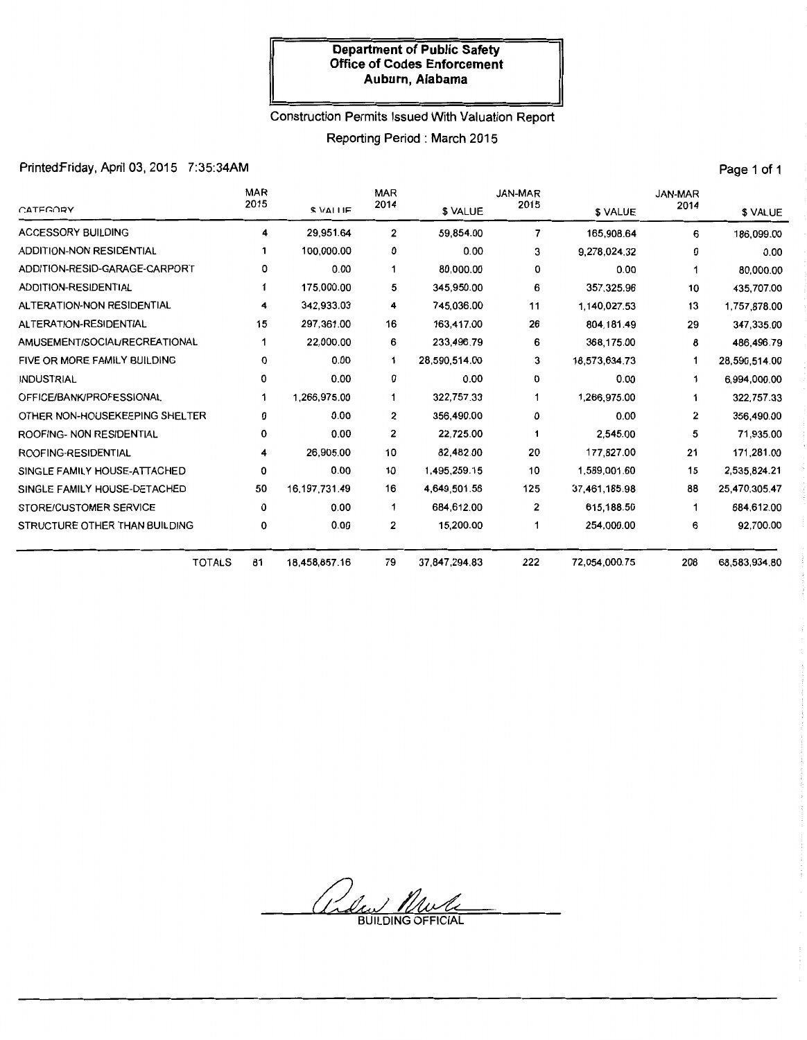**Department of Public Safety**
**Office of Codes Enforcement**
**Auburn, Alabama**

Construction Permits Issued With Valuation Report

Reporting Period : March 2015

Printed Friday, April 03, 2015 7:35:34AM

| CATEGORY | MAR 2015 | $ VALUE | MAR 2014 | $ VALUE | JAN-MAR 2015 | $ VALUE | JAN-MAR 2014 | $ VALUE |
|---|---|---|---|---|---|---|---|---|
| ACCESSORY BUILDING | 4 | 29,951.64 | 2 | 59,854.00 | 7 | 165,908.64 | 6 | 186,099.00 |
| ADDITION-NON RESIDENTIAL | 1 | 100,000.00 | 0 | 0.00 | 3 | 9,278,024.32 | 0 | 0.00 |
| ADDITION-RESID-GARAGE-CARPORT | 0 | 0.00 | 1 | 80,000.00 | 0 | 0.00 | 1 | 80,000.00 |
| ADDITION-RESIDENTIAL | 1 | 175,000.00 | 5 | 345,950.00 | 6 | 357,325.96 | 10 | 435,707.00 |
| ALTERATION-NON RESIDENTIAL | 4 | 342,933.03 | 4 | 745,036.00 | 11 | 1,140,027.53 | 13 | 1,757,878.00 |
| ALTERATION-RESIDENTIAL | 15 | 297,361.00 | 16 | 163,417.00 | 26 | 804,181.49 | 29 | 347,335.00 |
| AMUSEMENT/SOCIAL/RECREATIONAL | 1 | 22,000.00 | 6 | 233,496.79 | 6 | 368,175.00 | 8 | 486,496.79 |
| FIVE OR MORE FAMILY BUILDING | 0 | 0.00 | 1 | 28,590,514.00 | 3 | 18,573,634.73 | 1 | 28,590,514.00 |
| INDUSTRIAL | 0 | 0.00 | 0 | 0.00 | 0 | 0.00 | 1 | 6,994,000.00 |
| OFFICE/BANK/PROFESSIONAL | 1 | 1,266,975.00 | 1 | 322,757.33 | 1 | 1,266,975.00 | 1 | 322,757.33 |
| OTHER NON-HOUSEKEEPING SHELTER | 0 | 0.00 | 2 | 356,490.00 | 0 | 0.00 | 2 | 356,490.00 |
| ROOFING- NON RESIDENTIAL | 0 | 0.00 | 2 | 22,725.00 | 1 | 2,545.00 | 5 | 71,935.00 |
| ROOFING-RESIDENTIAL | 4 | 26,905.00 | 10 | 82,482.00 | 20 | 177,827.00 | 21 | 171,281.00 |
| SINGLE FAMILY HOUSE-ATTACHED | 0 | 0.00 | 10 | 1,495,259.15 | 10 | 1,589,001.60 | 15 | 2,535,824.21 |
| SINGLE FAMILY HOUSE-DETACHED | 50 | 16,197,731.49 | 16 | 4,649,501.56 | 125 | 37,461,185.98 | 88 | 25,470,305.47 |
| STORE/CUSTOMER SERVICE | 0 | 0.00 | 1 | 684,612.00 | 2 | 615,188.50 | 1 | 684,612.00 |
| STRUCTURE OTHER THAN BUILDING | 0 | 0.00 | 2 | 15,200.00 | 1 | 254,000.00 | 6 | 92,700.00 |
| TOTALS | 81 | 18,458,857.16 | 79 | 37,847,294.83 | 222 | 72,054,000.75 | 208 | 68,583,934.80 |

BUILDING OFFICIAL